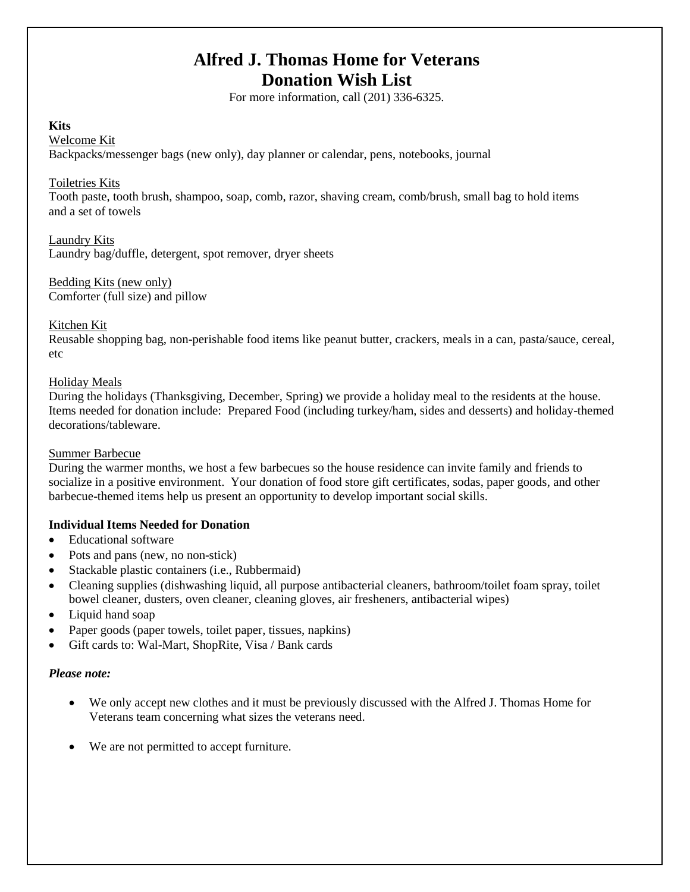# Alfred J. Thomas Home for Veterans
# Donation Wish List

For more information, call (201) 336-6325.

**Kits**

Welcome Kit
Backpacks/messenger bags (new only), day planner or calendar, pens, notebooks, journal

Toiletries Kits
Tooth paste, tooth brush, shampoo, soap, comb, razor, shaving cream, comb/brush, small bag to hold items and a set of towels

Laundry Kits
Laundry bag/duffle, detergent, spot remover, dryer sheets

Bedding Kits (new only)
Comforter (full size) and pillow

Kitchen Kit
Reusable shopping bag, non-perishable food items like peanut butter, crackers, meals in a can, pasta/sauce, cereal, etc

Holiday Meals
During the holidays (Thanksgiving, December, Spring) we provide a holiday meal to the residents at the house. Items needed for donation include: Prepared Food (including turkey/ham, sides and desserts) and holiday-themed decorations/tableware.

Summer Barbecue
During the warmer months, we host a few barbecues so the house residence can invite family and friends to socialize in a positive environment. Your donation of food store gift certificates, sodas, paper goods, and other barbecue-themed items help us present an opportunity to develop important social skills.

**Individual Items Needed for Donation**

- Educational software
- Pots and pans (new, no non-stick)
- Stackable plastic containers (i.e., Rubbermaid)
- Cleaning supplies (dishwashing liquid, all purpose antibacterial cleaners, bathroom/toilet foam spray, toilet bowel cleaner, dusters, oven cleaner, cleaning gloves, air fresheners, antibacterial wipes)
- Liquid hand soap
- Paper goods (paper towels, toilet paper, tissues, napkins)
- Gift cards to: Wal-Mart, ShopRite, Visa / Bank cards

***Please note:***

- We only accept new clothes and it must be previously discussed with the Alfred J. Thomas Home for Veterans team concerning what sizes the veterans need.
- We are not permitted to accept furniture.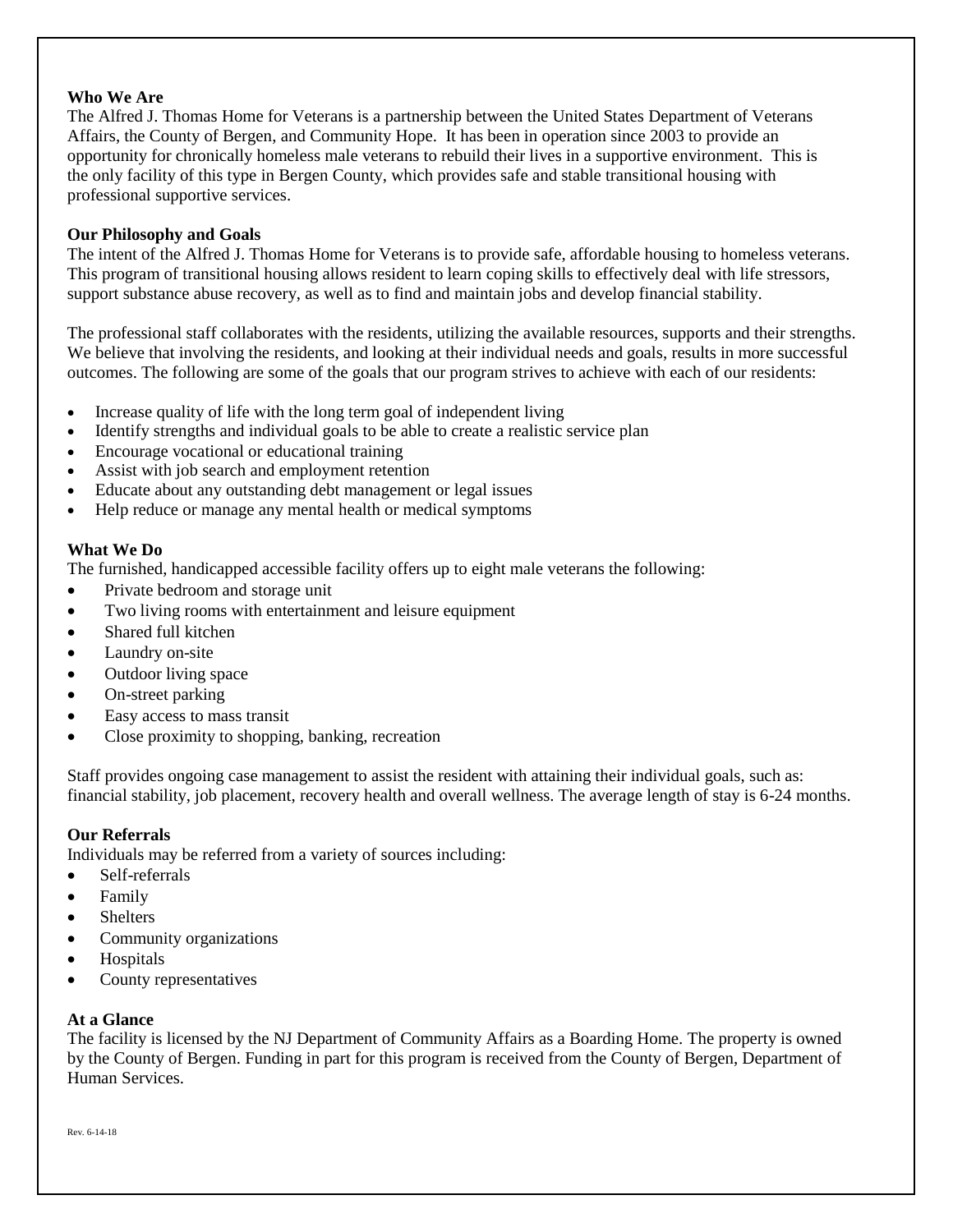**Who We Are**

The Alfred J. Thomas Home for Veterans is a partnership between the United States Department of Veterans Affairs, the County of Bergen, and Community Hope. It has been in operation since 2003 to provide an opportunity for chronically homeless male veterans to rebuild their lives in a supportive environment. This is the only facility of this type in Bergen County, which provides safe and stable transitional housing with professional supportive services.

**Our Philosophy and Goals**

The intent of the Alfred J. Thomas Home for Veterans is to provide safe, affordable housing to homeless veterans. This program of transitional housing allows resident to learn coping skills to effectively deal with life stressors, support substance abuse recovery, as well as to find and maintain jobs and develop financial stability.

The professional staff collaborates with the residents, utilizing the available resources, supports and their strengths. We believe that involving the residents, and looking at their individual needs and goals, results in more successful outcomes. The following are some of the goals that our program strives to achieve with each of our residents:

- Increase quality of life with the long term goal of independent living
- Identify strengths and individual goals to be able to create a realistic service plan
- Encourage vocational or educational training
- Assist with job search and employment retention
- Educate about any outstanding debt management or legal issues
- Help reduce or manage any mental health or medical symptoms

**What We Do**

The furnished, handicapped accessible facility offers up to eight male veterans the following:

- Private bedroom and storage unit
- Two living rooms with entertainment and leisure equipment
- Shared full kitchen
- Laundry on-site
- Outdoor living space
- On-street parking
- Easy access to mass transit
- Close proximity to shopping, banking, recreation

Staff provides ongoing case management to assist the resident with attaining their individual goals, such as: financial stability, job placement, recovery health and overall wellness. The average length of stay is 6-24 months.

**Our Referrals**

Individuals may be referred from a variety of sources including:

- Self-referrals
- Family
- Shelters
- Community organizations
- Hospitals
- County representatives

**At a Glance**

The facility is licensed by the NJ Department of Community Affairs as a Boarding Home. The property is owned by the County of Bergen. Funding in part for this program is received from the County of Bergen, Department of Human Services.

Rev. 6-14-18